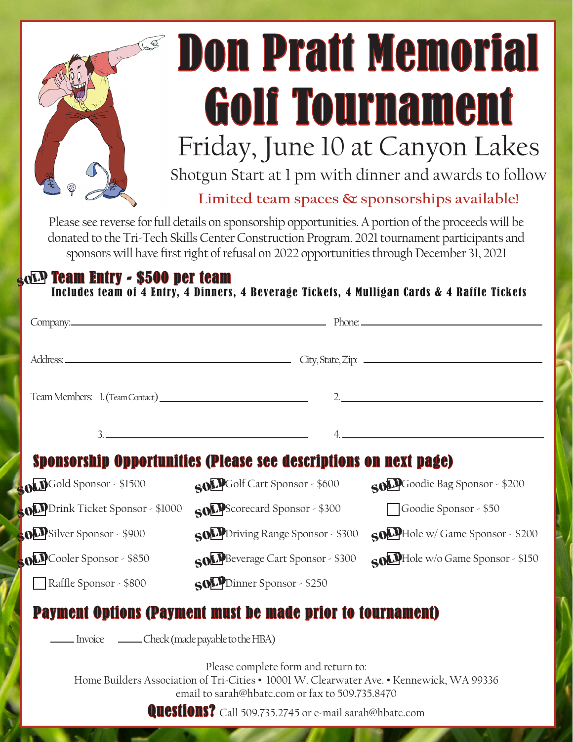# Don Pratt Memorial Golf Tournament

## Friday, June 10 at Canyon Lakes

Shotgun Start at 1 pm with dinner and awards to follow

**Limited team spaces & sponsorships available!**

Please see reverse for full details on sponsorship opportunities. A portion of the proceeds will be donated to the Tri-Tech Skills Center Construction Program. 2021 tournament participants and sponsors will have first right of refusal on 2022 opportunities through December 31, 2021

### SOLD Team Entry - $500 per team

**Includes team of 4 Entry, 4 Dinners, 4 Beverage Tickets, 4 Mulligan Cards & 4 Raffle Tickets**

Company: ______________________________ Phone: ______________________________

Address: ______________________________ City, State, Zip: ______________________________

Team Members: 1. (Team Contact) ______________________________ 2. ______________________________

3. ______________________________ 4. ______________________________

### Sponsorship Opportunities (Please see descriptions on next page)

| | | |
|---|---|---|
| SOLD Gold Sponsor - $1500 | SOLD Golf Cart Sponsor - $600 | SOLD Goodie Bag Sponsor - $200 |
| SOLD Drink Ticket Sponsor - $1000 | SOLD Scorecard Sponsor - $300 | ☐ Goodie Sponsor - $50 |
| SOLD Silver Sponsor - $900 | SOLD Driving Range Sponsor - $300 | SOLD Hole w/ Game Sponsor - $200 |
| SOLD Cooler Sponsor - $850 | SOLD Beverage Cart Sponsor - $300 | SOLD Hole w/o Game Sponsor - $150 |
| ☐ Raffle Sponsor - $800 | SOLD Dinner Sponsor - $250 | |

### Payment Options (Payment must be made prior to tournament)

____ Invoice ____ Check (made payable to the HBA)

Please complete form and return to:
Home Builders Association of Tri-Cities • 10001 W. Clearwater Ave. • Kennewick, WA 99336
email to sarah@hbatc.com or fax to 509.735.8470

**Questions?** Call 509.735.2745 or e-mail sarah@hbatc.com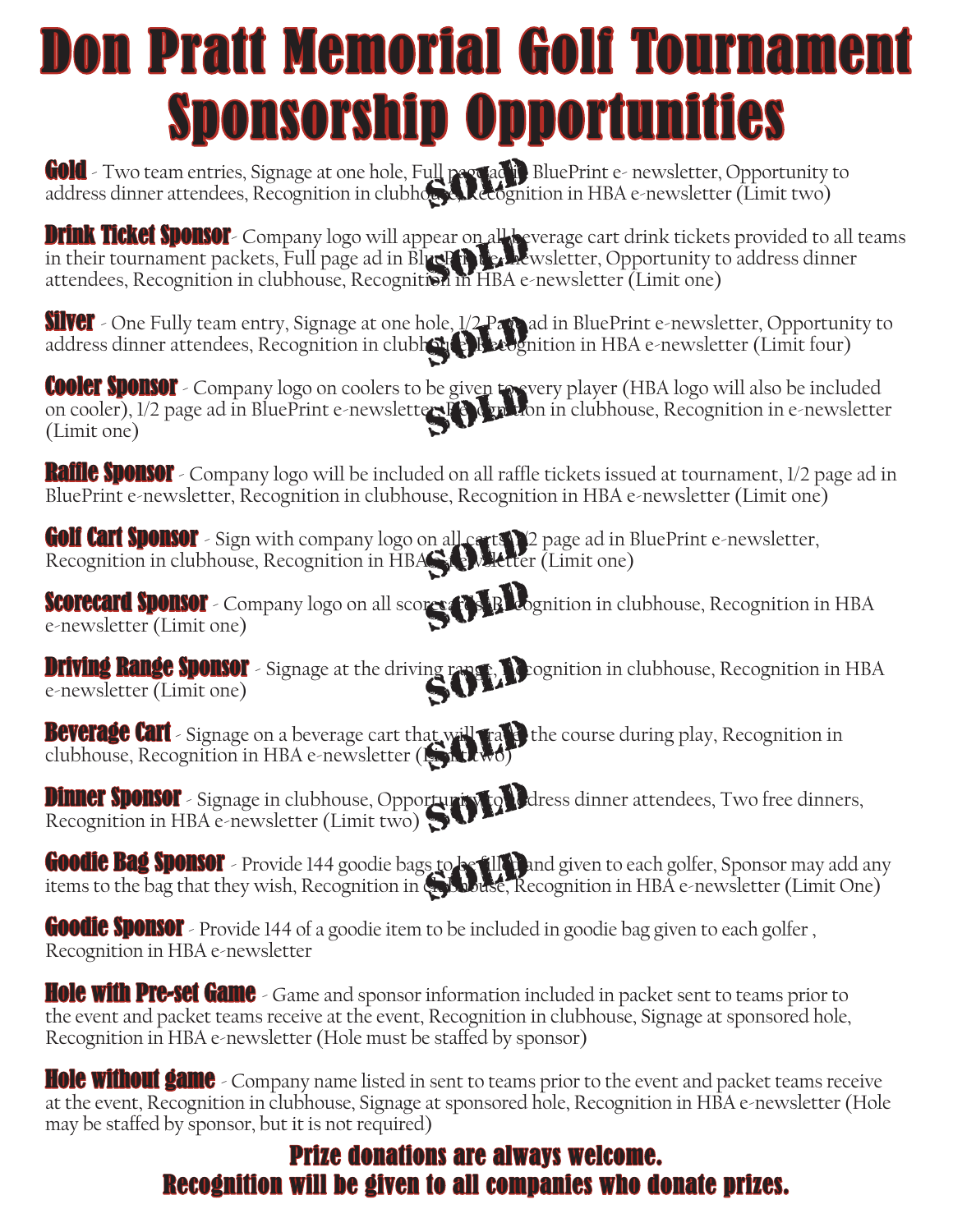# Don Pratt Memorial Golf Tournament Sponsorship Opportunities

**Gold** - Two team entries, Signage at one hole, Full page ad in BluePrint e- newsletter, Opportunity to address dinner attendees, Recognition in clubhouse, Recognition in HBA e-newsletter (Limit two) SOLD

**Drink Ticket Sponsor**- Company logo will appear on all beverage cart drink tickets provided to all teams in their tournament packets, Full page ad in BluePrint e-newsletter, Opportunity to address dinner attendees, Recognition in clubhouse, Recognition in HBA e-newsletter (Limit one) SOLD

**Silver** - One Fully team entry, Signage at one hole, 1/2 Page ad in BluePrint e-newsletter, Opportunity to address dinner attendees, Recognition in clubhouse, Recognition in HBA e-newsletter (Limit four) SOLD

**Cooler Sponsor** - Company logo on coolers to be given to every player (HBA logo will also be included on cooler), 1/2 page ad in BluePrint e-newsletter, Recognition in clubhouse, Recognition in e-newsletter (Limit one) SOLD

**Raffle Sponsor** - Company logo will be included on all raffle tickets issued at tournament, 1/2 page ad in BluePrint e-newsletter, Recognition in clubhouse, Recognition in HBA e-newsletter (Limit one)

**Golf Cart Sponsor** - Sign with company logo on all carts, 1/2 page ad in BluePrint e-newsletter, Recognition in clubhouse, Recognition in HBA e-newsletter (Limit one) SOLD

**Scorecard Sponsor** - Company logo on all scorecards, Recognition in clubhouse, Recognition in HBA e-newsletter (Limit one) SOLD

**Driving Range Sponsor** - Signage at the driving range, Recognition in clubhouse, Recognition in HBA e-newsletter (Limit one) SOLD

**Beverage Cart** - Signage on a beverage cart that will travel the course during play, Recognition in clubhouse, Recognition in HBA e-newsletter (Limit two) SOLD

**Dinner Sponsor** - Signage in clubhouse, Opportunity to address dinner attendees, Two free dinners, Recognition in HBA e-newsletter (Limit two) SOLD

**Goodie Bag Sponsor** - Provide 144 goodie bags to be filled and given to each golfer, Sponsor may add any items to the bag that they wish, Recognition in clubhouse, Recognition in HBA e-newsletter (Limit One) SOLD

**Goodie Sponsor** - Provide 144 of a goodie item to be included in goodie bag given to each golfer , Recognition in HBA e-newsletter

**Hole with Pre-set Game** - Game and sponsor information included in packet sent to teams prior to the event and packet teams receive at the event, Recognition in clubhouse, Signage at sponsored hole, Recognition in HBA e-newsletter (Hole must be staffed by sponsor)

**Hole without game** - Company name listed in sent to teams prior to the event and packet teams receive at the event, Recognition in clubhouse, Signage at sponsored hole, Recognition in HBA e-newsletter (Hole may be staffed by sponsor, but it is not required)

**Prize donations are always welcome.**
**Recognition will be given to all companies who donate prizes.**